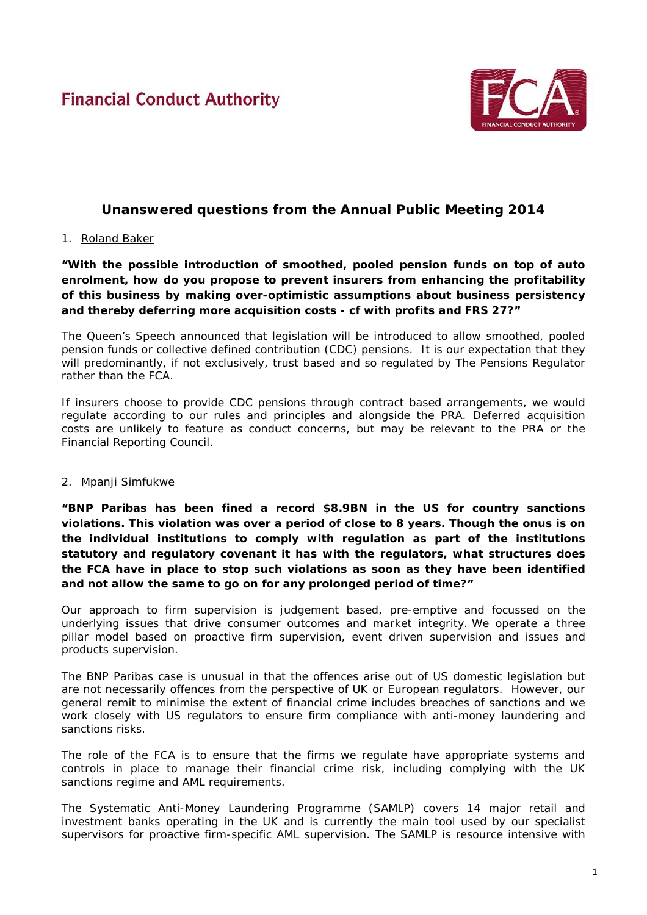Financial Conduct Authority

# Unanswered questions from the Annual Public Meeting 2014

1. Roland Baker

**"With the possible introduction of smoothed, pooled pension funds on top of auto enrolment, how do you propose to prevent insurers from enhancing the profitability of this business by making over-optimistic assumptions about business persistency and thereby deferring more acquisition costs - cf with profits and FRS 27?"**

The Queen's Speech announced that legislation will be introduced to allow smoothed, pooled pension funds or collective defined contribution (CDC) pensions. It is our expectation that they will predominantly, if not exclusively, trust based and so regulated by The Pensions Regulator rather than the FCA.

If insurers choose to provide CDC pensions through contract based arrangements, we would regulate according to our rules and principles and alongside the PRA. Deferred acquisition costs are unlikely to feature as conduct concerns, but may be relevant to the PRA or the Financial Reporting Council.

2. Mpanji Simfukwe

**"BNP Paribas has been fined a record $8.9BN in the US for country sanctions violations. This violation was over a period of close to 8 years. Though the onus is on the individual institutions to comply with regulation as part of the institutions statutory and regulatory covenant it has with the regulators, what structures does the FCA have in place to stop such violations as soon as they have been identified and not allow the same to go on for any prolonged period of time?"**

Our approach to firm supervision is judgement based, pre-emptive and focussed on the underlying issues that drive consumer outcomes and market integrity. We operate a three pillar model based on proactive firm supervision, event driven supervision and issues and products supervision.

The BNP Paribas case is unusual in that the offences arise out of US domestic legislation but are not necessarily offences from the perspective of UK or European regulators. However, our general remit to minimise the extent of financial crime includes breaches of sanctions and we work closely with US regulators to ensure firm compliance with anti-money laundering and sanctions risks.

The role of the FCA is to ensure that the firms we regulate have appropriate systems and controls in place to manage their financial crime risk, including complying with the UK sanctions regime and AML requirements.

The Systematic Anti-Money Laundering Programme (SAMLP) covers 14 major retail and investment banks operating in the UK and is currently the main tool used by our specialist supervisors for proactive firm-specific AML supervision. The SAMLP is resource intensive with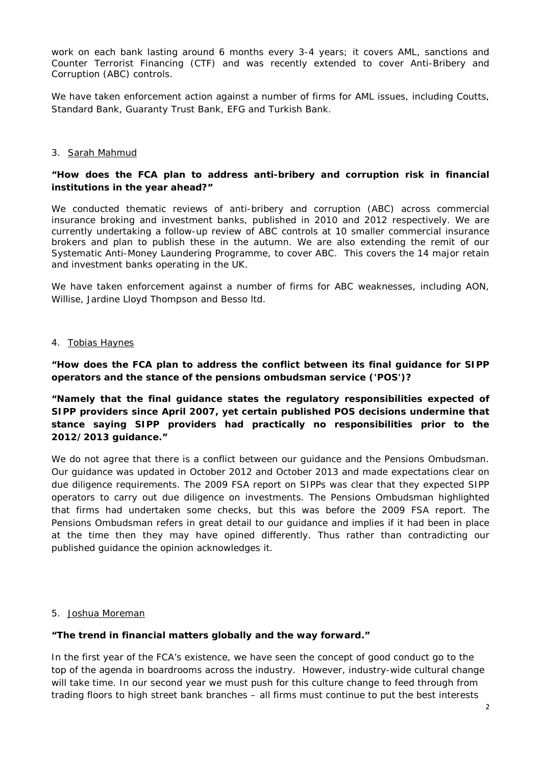work on each bank lasting around 6 months every 3-4 years; it covers AML, sanctions and Counter Terrorist Financing (CTF) and was recently extended to cover Anti-Bribery and Corruption (ABC) controls.

We have taken enforcement action against a number of firms for AML issues, including Coutts, Standard Bank, Guaranty Trust Bank, EFG and Turkish Bank.

3. Sarah Mahmud

**"How does the FCA plan to address anti-bribery and corruption risk in financial institutions in the year ahead?"**

We conducted thematic reviews of anti-bribery and corruption (ABC) across commercial insurance broking and investment banks, published in 2010 and 2012 respectively. We are currently undertaking a follow-up review of ABC controls at 10 smaller commercial insurance brokers and plan to publish these in the autumn. We are also extending the remit of our Systematic Anti-Money Laundering Programme, to cover ABC. This covers the 14 major retain and investment banks operating in the UK.

We have taken enforcement against a number of firms for ABC weaknesses, including AON, Willise, Jardine Lloyd Thompson and Besso ltd.

4. Tobias Haynes

**"How does the FCA plan to address the conflict between its final guidance for SIPP operators and the stance of the pensions ombudsman service ('POS')?**

**"Namely that the final guidance states the regulatory responsibilities expected of SIPP providers since April 2007, yet certain published POS decisions undermine that stance saying SIPP providers had practically no responsibilities prior to the 2012/2013 guidance."**

We do not agree that there is a conflict between our guidance and the Pensions Ombudsman. Our guidance was updated in October 2012 and October 2013 and made expectations clear on due diligence requirements. The 2009 FSA report on SIPPs was clear that they expected SIPP operators to carry out due diligence on investments. The Pensions Ombudsman highlighted that firms had undertaken some checks, but this was before the 2009 FSA report. The Pensions Ombudsman refers in great detail to our guidance and implies if it had been in place at the time then they may have opined differently. Thus rather than contradicting our published guidance the opinion acknowledges it.

5. Joshua Moreman

**"The trend in financial matters globally and the way forward."**

In the first year of the FCA's existence, we have seen the concept of good conduct go to the top of the agenda in boardrooms across the industry. However, industry-wide cultural change will take time. In our second year we must push for this culture change to feed through from trading floors to high street bank branches – all firms must continue to put the best interests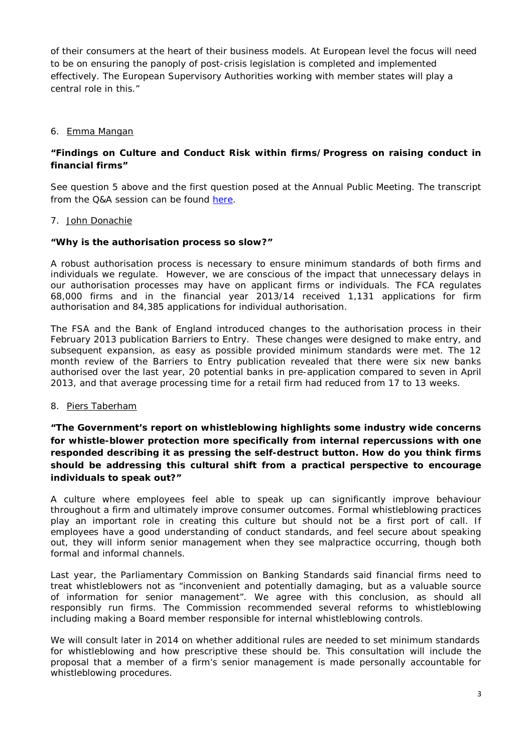of their consumers at the heart of their business models. At European level the focus will need to be on ensuring the panoply of post-crisis legislation is completed and implemented effectively. The European Supervisory Authorities working with member states will play a central role in this."

6. Emma Mangan

**"Findings on Culture and Conduct Risk within firms/Progress on raising conduct in financial firms"**

See question 5 above and the first question posed at the Annual Public Meeting. The transcript from the Q&A session can be found here.

7. John Donachie

**"Why is the authorisation process so slow?"**

A robust authorisation process is necessary to ensure minimum standards of both firms and individuals we regulate. However, we are conscious of the impact that unnecessary delays in our authorisation processes may have on applicant firms or individuals. The FCA regulates 68,000 firms and in the financial year 2013/14 received 1,131 applications for firm authorisation and 84,385 applications for individual authorisation.

The FSA and the Bank of England introduced changes to the authorisation process in their February 2013 publication Barriers to Entry. These changes were designed to make entry, and subsequent expansion, as easy as possible provided minimum standards were met. The 12 month review of the Barriers to Entry publication revealed that there were six new banks authorised over the last year, 20 potential banks in pre-application compared to seven in April 2013, and that average processing time for a retail firm had reduced from 17 to 13 weeks.

8. Piers Taberham

**"The Government's report on whistleblowing highlights some industry wide concerns for whistle-blower protection more specifically from internal repercussions with one responded describing it as pressing the self-destruct button. How do you think firms should be addressing this cultural shift from a practical perspective to encourage individuals to speak out?"**

A culture where employees feel able to speak up can significantly improve behaviour throughout a firm and ultimately improve consumer outcomes. Formal whistleblowing practices play an important role in creating this culture but should not be a first port of call. If employees have a good understanding of conduct standards, and feel secure about speaking out, they will inform senior management when they see malpractice occurring, though both formal and informal channels.

Last year, the Parliamentary Commission on Banking Standards said financial firms need to treat whistleblowers not as "inconvenient and potentially damaging, but as a valuable source of information for senior management". We agree with this conclusion, as should all responsibly run firms. The Commission recommended several reforms to whistleblowing including making a Board member responsible for internal whistleblowing controls.

We will consult later in 2014 on whether additional rules are needed to set minimum standards for whistleblowing and how prescriptive these should be. This consultation will include the proposal that a member of a firm's senior management is made personally accountable for whistleblowing procedures.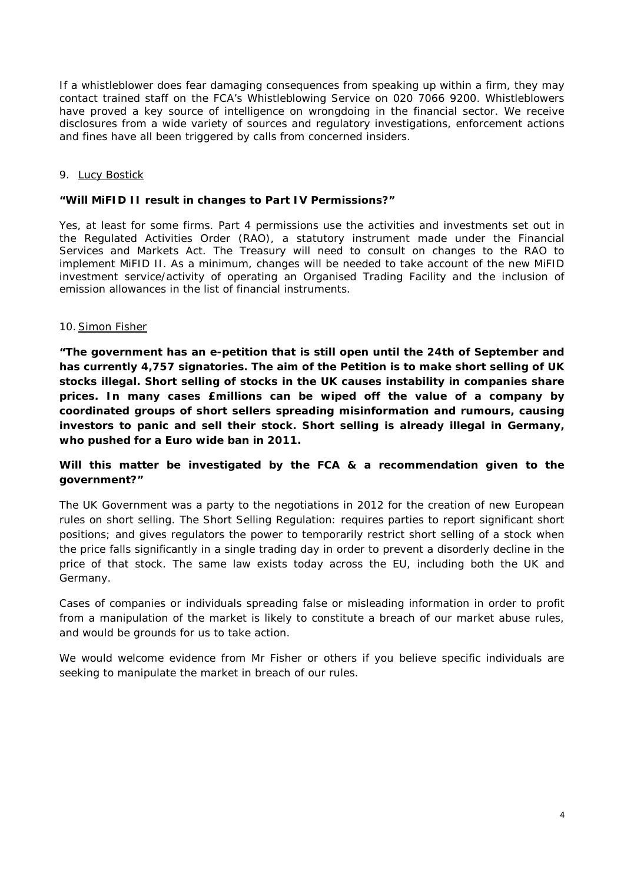If a whistleblower does fear damaging consequences from speaking up within a firm, they may contact trained staff on the FCA's Whistleblowing Service on 020 7066 9200. Whistleblowers have proved a key source of intelligence on wrongdoing in the financial sector. We receive disclosures from a wide variety of sources and regulatory investigations, enforcement actions and fines have all been triggered by calls from concerned insiders.

9. Lucy Bostick

**"Will MiFID II result in changes to Part IV Permissions?"**

Yes, at least for some firms. Part 4 permissions use the activities and investments set out in the Regulated Activities Order (RAO), a statutory instrument made under the Financial Services and Markets Act. The Treasury will need to consult on changes to the RAO to implement MiFID II. As a minimum, changes will be needed to take account of the new MiFID investment service/activity of operating an Organised Trading Facility and the inclusion of emission allowances in the list of financial instruments.

10. Simon Fisher

**"The government has an e-petition that is still open until the 24th of September and has currently 4,757 signatories. The aim of the Petition is to make short selling of UK stocks illegal. Short selling of stocks in the UK causes instability in companies share prices. In many cases £millions can be wiped off the value of a company by coordinated groups of short sellers spreading misinformation and rumours, causing investors to panic and sell their stock. Short selling is already illegal in Germany, who pushed for a Euro wide ban in 2011.**

**Will this matter be investigated by the FCA & a recommendation given to the government?"**

The UK Government was a party to the negotiations in 2012 for the creation of new European rules on short selling. The Short Selling Regulation: requires parties to report significant short positions; and gives regulators the power to temporarily restrict short selling of a stock when the price falls significantly in a single trading day in order to prevent a disorderly decline in the price of that stock. The same law exists today across the EU, including both the UK and Germany.

Cases of companies or individuals spreading false or misleading information in order to profit from a manipulation of the market is likely to constitute a breach of our market abuse rules, and would be grounds for us to take action.

We would welcome evidence from Mr Fisher or others if you believe specific individuals are seeking to manipulate the market in breach of our rules.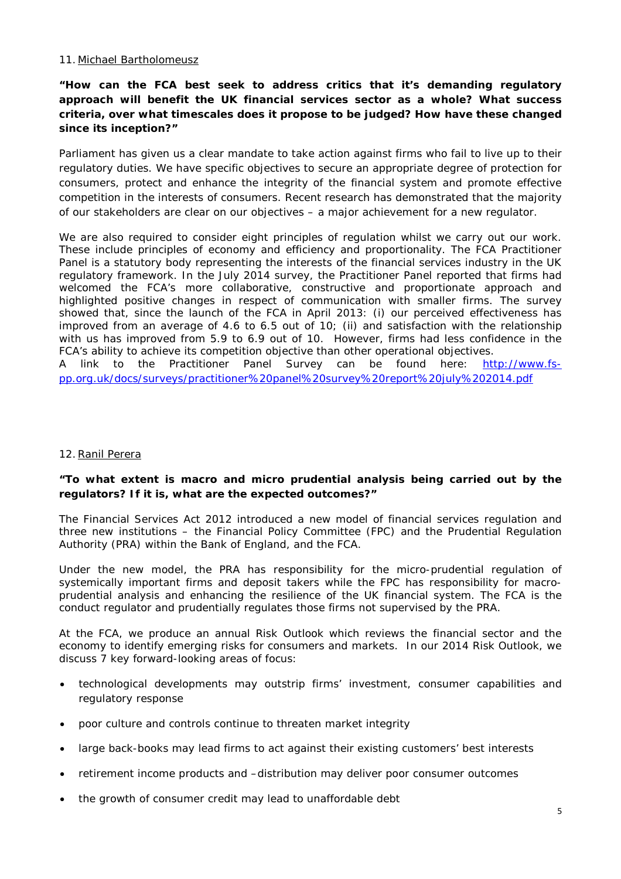11. Michael Bartholomeusz

**"How can the FCA best seek to address critics that it's demanding regulatory approach will benefit the UK financial services sector as a whole? What success criteria, over what timescales does it propose to be judged? How have these changed since its inception?"**

Parliament has given us a clear mandate to take action against firms who fail to live up to their regulatory duties. We have specific objectives to secure an appropriate degree of protection for consumers, protect and enhance the integrity of the financial system and promote effective competition in the interests of consumers. Recent research has demonstrated that the majority of our stakeholders are clear on our objectives – a major achievement for a new regulator.

We are also required to consider eight principles of regulation whilst we carry out our work. These include principles of economy and efficiency and proportionality. The FCA Practitioner Panel is a statutory body representing the interests of the financial services industry in the UK regulatory framework. In the July 2014 survey, the Practitioner Panel reported that firms had welcomed the FCA's more collaborative, constructive and proportionate approach and highlighted positive changes in respect of communication with smaller firms. The survey showed that, since the launch of the FCA in April 2013: (i) our perceived effectiveness has improved from an average of 4.6 to 6.5 out of 10; (ii) and satisfaction with the relationship with us has improved from 5.9 to 6.9 out of 10. However, firms had less confidence in the FCA's ability to achieve its competition objective than other operational objectives.
A link to the Practitioner Panel Survey can be found here: [http://www.fs-pp.org.uk/docs/surveys/practitioner%20panel%20survey%20report%20july%202014.pdf](http://www.fs-pp.org.uk/docs/surveys/practitioner%20panel%20survey%20report%20july%202014.pdf)

12. Ranil Perera

**"To what extent is macro and micro prudential analysis being carried out by the regulators? If it is, what are the expected outcomes?"**

The Financial Services Act 2012 introduced a new model of financial services regulation and three new institutions – the Financial Policy Committee (FPC) and the Prudential Regulation Authority (PRA) within the Bank of England, and the FCA.

Under the new model, the PRA has responsibility for the micro-prudential regulation of systemically important firms and deposit takers while the FPC has responsibility for macro-prudential analysis and enhancing the resilience of the UK financial system. The FCA is the conduct regulator and prudentially regulates those firms not supervised by the PRA.

At the FCA, we produce an annual Risk Outlook which reviews the financial sector and the economy to identify emerging risks for consumers and markets. In our 2014 Risk Outlook, we discuss 7 key forward-looking areas of focus:

- technological developments may outstrip firms' investment, consumer capabilities and regulatory response
- poor culture and controls continue to threaten market integrity
- large back-books may lead firms to act against their existing customers' best interests
- retirement income products and –distribution may deliver poor consumer outcomes
- the growth of consumer credit may lead to unaffordable debt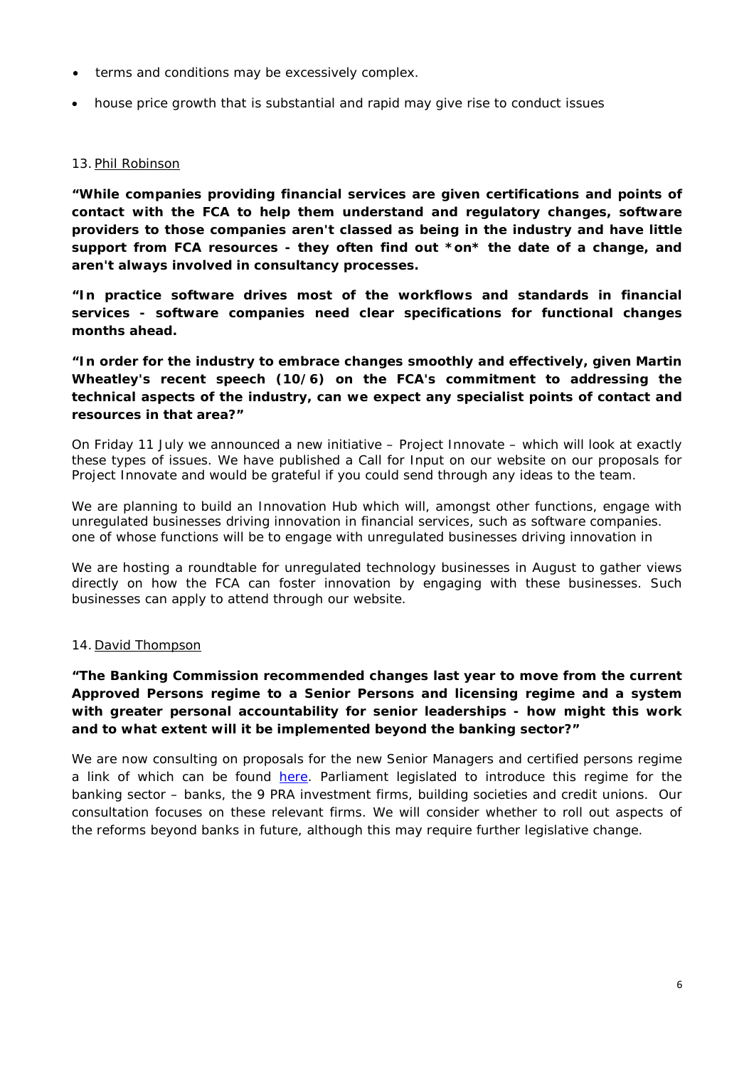- terms and conditions may be excessively complex.
- house price growth that is substantial and rapid may give rise to conduct issues

13. Phil Robinson

**"While companies providing financial services are given certifications and points of contact with the FCA to help them understand and regulatory changes, software providers to those companies aren't classed as being in the industry and have little support from FCA resources - they often find out *on* the date of a change, and aren't always involved in consultancy processes.**

**"In practice software drives most of the workflows and standards in financial services - software companies need clear specifications for functional changes months ahead.**

**"In order for the industry to embrace changes smoothly and effectively, given Martin Wheatley's recent speech (10/6) on the FCA's commitment to addressing the technical aspects of the industry, can we expect any specialist points of contact and resources in that area?"**

On Friday 11 July we announced a new initiative – Project Innovate – which will look at exactly these types of issues. We have published a Call for Input on our website on our proposals for Project Innovate and would be grateful if you could send through any ideas to the team.

We are planning to build an Innovation Hub which will, amongst other functions, engage with unregulated businesses driving innovation in financial services, such as software companies. one of whose functions will be to engage with unregulated businesses driving innovation in

We are hosting a roundtable for unregulated technology businesses in August to gather views directly on how the FCA can foster innovation by engaging with these businesses. Such businesses can apply to attend through our website.

14. David Thompson

**"The Banking Commission recommended changes last year to move from the current Approved Persons regime to a Senior Persons and licensing regime and a system with greater personal accountability for senior leaderships - how might this work and to what extent will it be implemented beyond the banking sector?"**

We are now consulting on proposals for the new Senior Managers and certified persons regime a link of which can be found here. Parliament legislated to introduce this regime for the banking sector – banks, the 9 PRA investment firms, building societies and credit unions. Our consultation focuses on these relevant firms. We will consider whether to roll out aspects of the reforms beyond banks in future, although this may require further legislative change.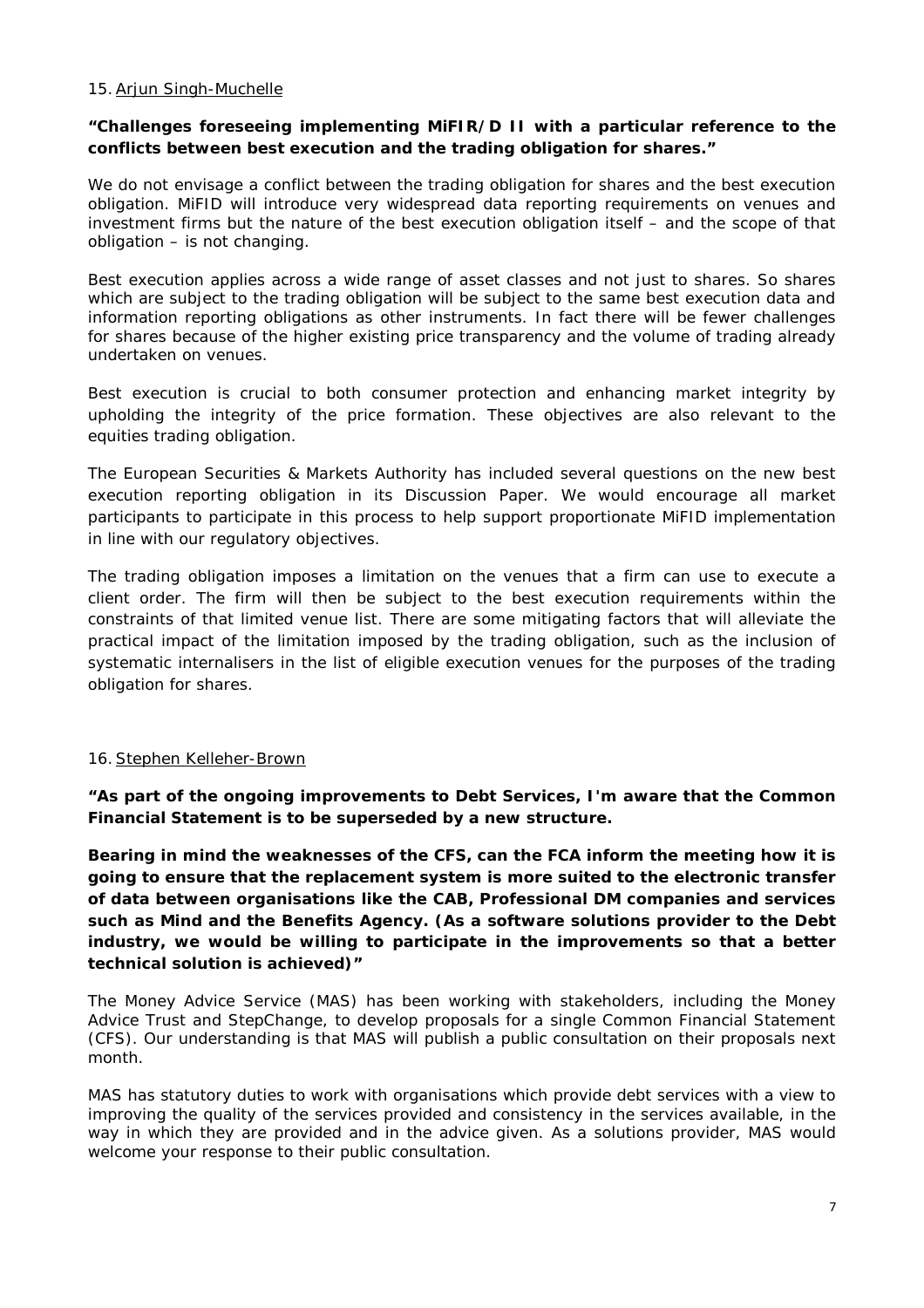15. Arjun Singh-Muchelle

**"Challenges foreseeing implementing MiFIR/D II with a particular reference to the conflicts between best execution and the trading obligation for shares."**

We do not envisage a conflict between the trading obligation for shares and the best execution obligation. MiFID will introduce very widespread data reporting requirements on venues and investment firms but the nature of the best execution obligation itself – and the scope of that obligation – is not changing.

Best execution applies across a wide range of asset classes and not just to shares. So shares which are subject to the trading obligation will be subject to the same best execution data and information reporting obligations as other instruments. In fact there will be fewer challenges for shares because of the higher existing price transparency and the volume of trading already undertaken on venues.

Best execution is crucial to both consumer protection and enhancing market integrity by upholding the integrity of the price formation. These objectives are also relevant to the equities trading obligation.

The European Securities & Markets Authority has included several questions on the new best execution reporting obligation in its Discussion Paper. We would encourage all market participants to participate in this process to help support proportionate MiFID implementation in line with our regulatory objectives.

The trading obligation imposes a limitation on the venues that a firm can use to execute a client order. The firm will then be subject to the best execution requirements within the constraints of that limited venue list. There are some mitigating factors that will alleviate the practical impact of the limitation imposed by the trading obligation, such as the inclusion of systematic internalisers in the list of eligible execution venues for the purposes of the trading obligation for shares.

16. Stephen Kelleher-Brown

**"As part of the ongoing improvements to Debt Services, I'm aware that the Common Financial Statement is to be superseded by a new structure.**

**Bearing in mind the weaknesses of the CFS, can the FCA inform the meeting how it is going to ensure that the replacement system is more suited to the electronic transfer of data between organisations like the CAB, Professional DM companies and services such as Mind and the Benefits Agency. (As a software solutions provider to the Debt industry, we would be willing to participate in the improvements so that a better technical solution is achieved)"**

The Money Advice Service (MAS) has been working with stakeholders, including the Money Advice Trust and StepChange, to develop proposals for a single Common Financial Statement (CFS). Our understanding is that MAS will publish a public consultation on their proposals next month.

MAS has statutory duties to work with organisations which provide debt services with a view to improving the quality of the services provided and consistency in the services available, in the way in which they are provided and in the advice given. As a solutions provider, MAS would welcome your response to their public consultation.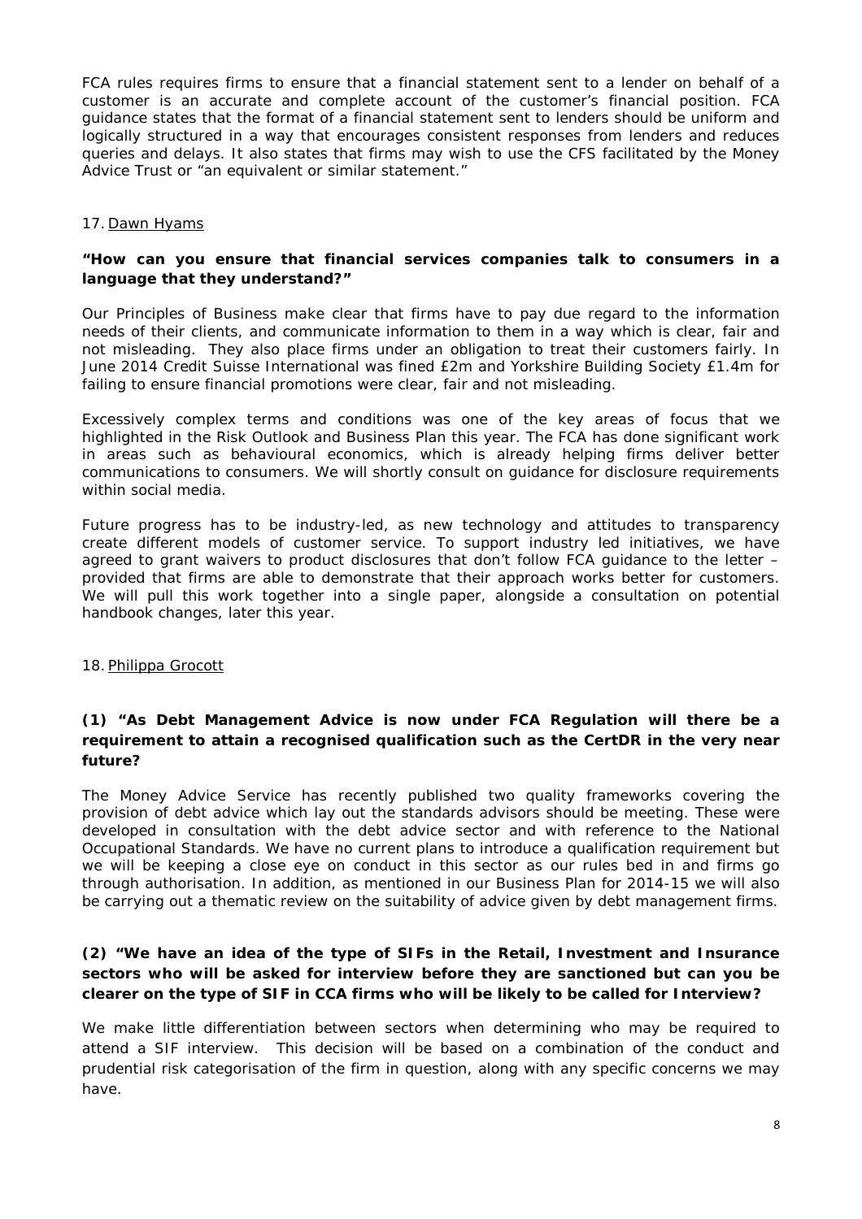FCA rules requires firms to ensure that a financial statement sent to a lender on behalf of a customer is an accurate and complete account of the customer's financial position. FCA guidance states that the format of a financial statement sent to lenders should be uniform and logically structured in a way that encourages consistent responses from lenders and reduces queries and delays. It also states that firms may wish to use the CFS facilitated by the Money Advice Trust or "an equivalent or similar statement."

17. Dawn Hyams

**"How can you ensure that financial services companies talk to consumers in a language that they understand?"**

Our Principles of Business make clear that firms have to pay due regard to the information needs of their clients, and communicate information to them in a way which is clear, fair and not misleading. They also place firms under an obligation to treat their customers fairly. In June 2014 Credit Suisse International was fined £2m and Yorkshire Building Society £1.4m for failing to ensure financial promotions were clear, fair and not misleading.

Excessively complex terms and conditions was one of the key areas of focus that we highlighted in the Risk Outlook and Business Plan this year. The FCA has done significant work in areas such as behavioural economics, which is already helping firms deliver better communications to consumers. We will shortly consult on guidance for disclosure requirements within social media.

Future progress has to be industry-led, as new technology and attitudes to transparency create different models of customer service. To support industry led initiatives, we have agreed to grant waivers to product disclosures that don't follow FCA guidance to the letter – provided that firms are able to demonstrate that their approach works better for customers. We will pull this work together into a single paper, alongside a consultation on potential handbook changes, later this year.

18. Philippa Grocott

**(1) "As Debt Management Advice is now under FCA Regulation will there be a requirement to attain a recognised qualification such as the CertDR in the very near future?**

The Money Advice Service has recently published two quality frameworks covering the provision of debt advice which lay out the standards advisors should be meeting. These were developed in consultation with the debt advice sector and with reference to the National Occupational Standards. We have no current plans to introduce a qualification requirement but we will be keeping a close eye on conduct in this sector as our rules bed in and firms go through authorisation. In addition, as mentioned in our Business Plan for 2014-15 we will also be carrying out a thematic review on the suitability of advice given by debt management firms.

**(2) "We have an idea of the type of SIFs in the Retail, Investment and Insurance sectors who will be asked for interview before they are sanctioned but can you be clearer on the type of SIF in CCA firms who will be likely to be called for Interview?**

We make little differentiation between sectors when determining who may be required to attend a SIF interview. This decision will be based on a combination of the conduct and prudential risk categorisation of the firm in question, along with any specific concerns we may have.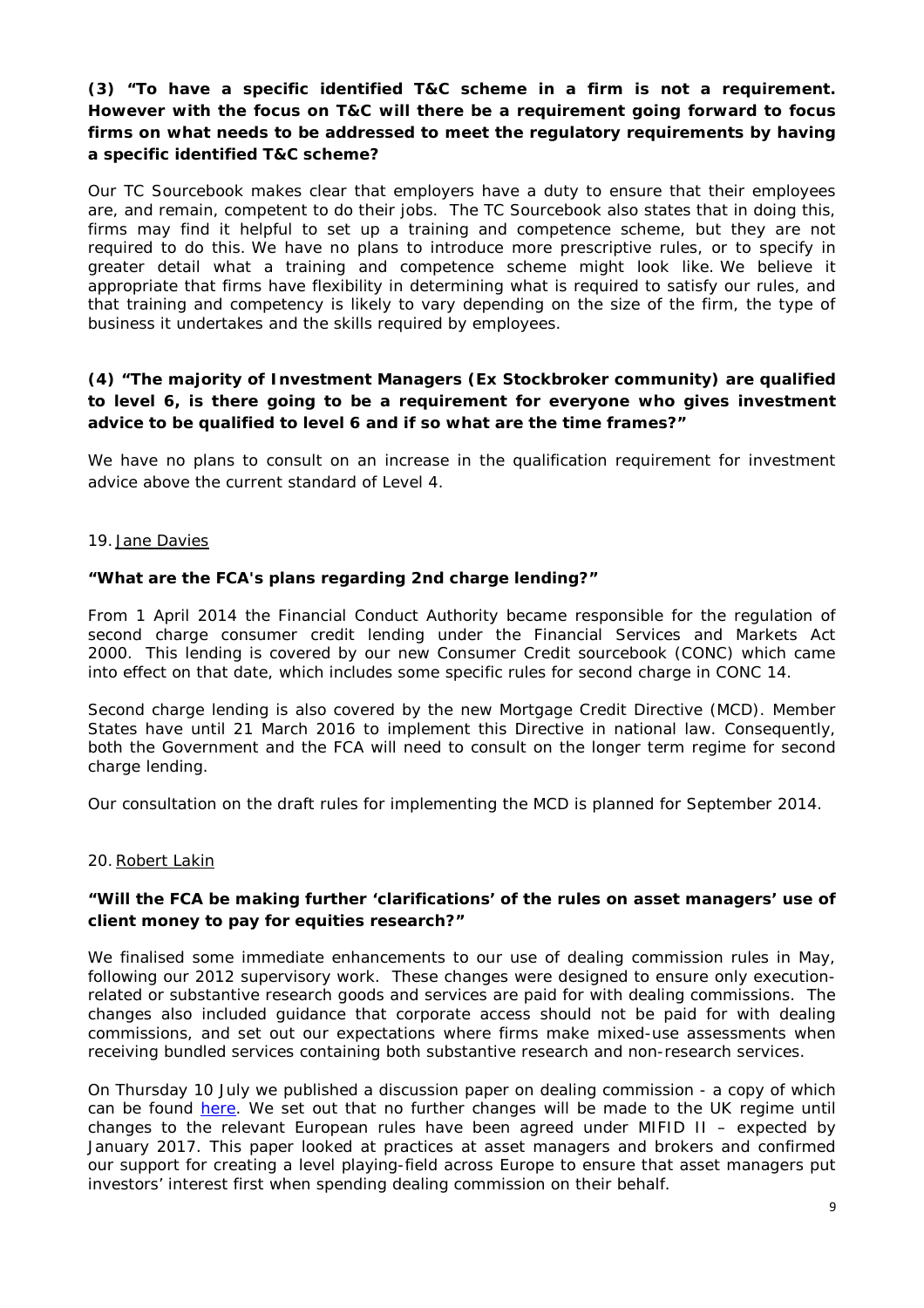**(3) "To have a specific identified T&C scheme in a firm is not a requirement. However with the focus on T&C will there be a requirement going forward to focus firms on what needs to be addressed to meet the regulatory requirements by having a specific identified T&C scheme?**

Our TC Sourcebook makes clear that employers have a duty to ensure that their employees are, and remain, competent to do their jobs. The TC Sourcebook also states that in doing this, firms may find it helpful to set up a training and competence scheme, but they are not required to do this. We have no plans to introduce more prescriptive rules, or to specify in greater detail what a training and competence scheme might look like. We believe it appropriate that firms have flexibility in determining what is required to satisfy our rules, and that training and competency is likely to vary depending on the size of the firm, the type of business it undertakes and the skills required by employees.

**(4) "The majority of Investment Managers (Ex Stockbroker community) are qualified to level 6, is there going to be a requirement for everyone who gives investment advice to be qualified to level 6 and if so what are the time frames?"**

We have no plans to consult on an increase in the qualification requirement for investment advice above the current standard of Level 4.

19. Jane Davies

**"What are the FCA's plans regarding 2nd charge lending?"**

From 1 April 2014 the Financial Conduct Authority became responsible for the regulation of second charge consumer credit lending under the Financial Services and Markets Act 2000. This lending is covered by our new Consumer Credit sourcebook (CONC) which came into effect on that date, which includes some specific rules for second charge in CONC 14.

Second charge lending is also covered by the new Mortgage Credit Directive (MCD). Member States have until 21 March 2016 to implement this Directive in national law. Consequently, both the Government and the FCA will need to consult on the longer term regime for second charge lending.

Our consultation on the draft rules for implementing the MCD is planned for September 2014.

20. Robert Lakin

**"Will the FCA be making further 'clarifications' of the rules on asset managers' use of client money to pay for equities research?"**

We finalised some immediate enhancements to our use of dealing commission rules in May, following our 2012 supervisory work. These changes were designed to ensure only execution-related or substantive research goods and services are paid for with dealing commissions. The changes also included guidance that corporate access should not be paid for with dealing commissions, and set out our expectations where firms make mixed-use assessments when receiving bundled services containing both substantive research and non-research services.

On Thursday 10 July we published a discussion paper on dealing commission - a copy of which can be found here. We set out that no further changes will be made to the UK regime until changes to the relevant European rules have been agreed under MIFID II – expected by January 2017. This paper looked at practices at asset managers and brokers and confirmed our support for creating a level playing-field across Europe to ensure that asset managers put investors' interest first when spending dealing commission on their behalf.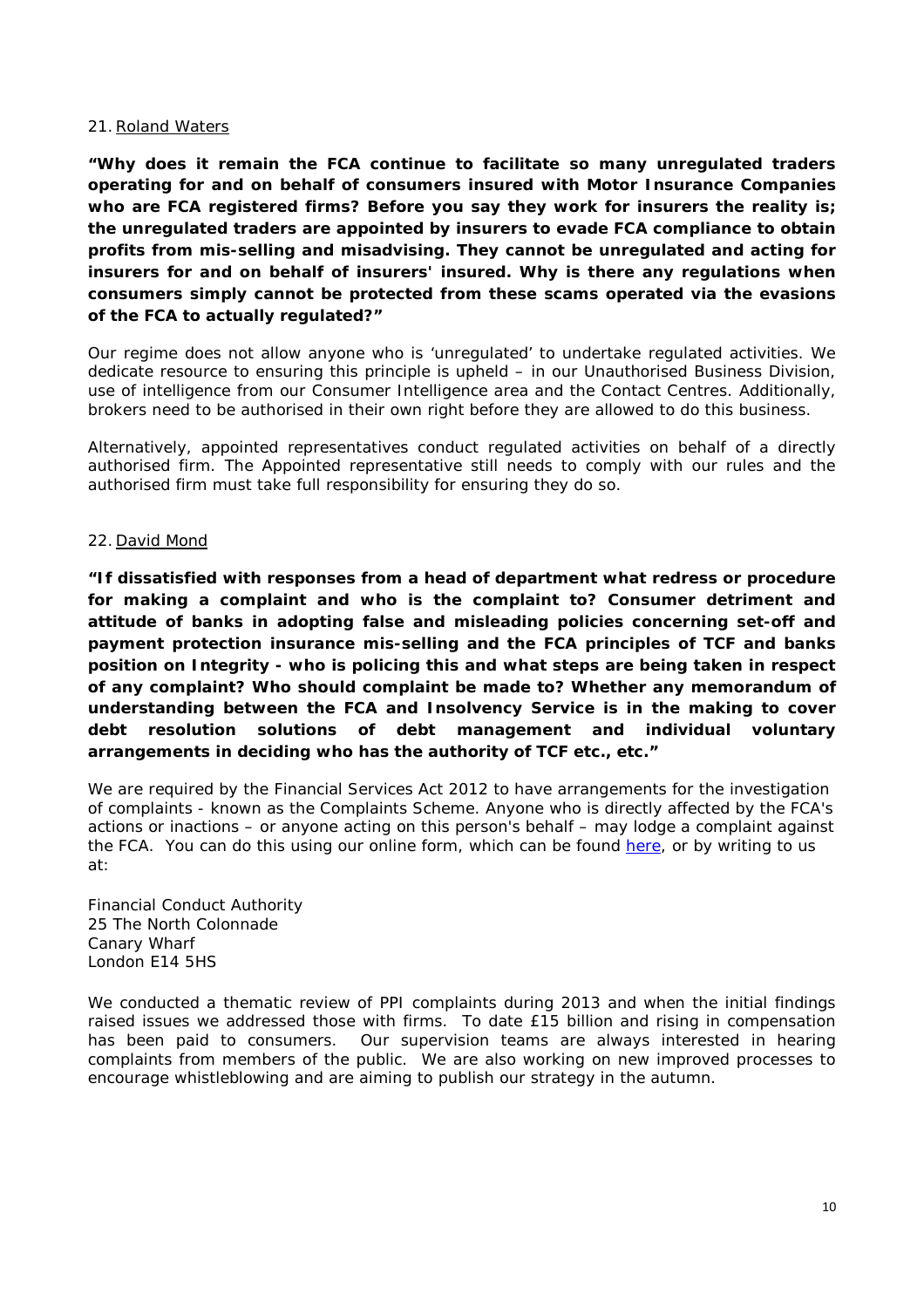21. Roland Waters

**"Why does it remain the FCA continue to facilitate so many unregulated traders operating for and on behalf of consumers insured with Motor Insurance Companies who are FCA registered firms? Before you say they work for insurers the reality is; the unregulated traders are appointed by insurers to evade FCA compliance to obtain profits from mis-selling and misadvising. They cannot be unregulated and acting for insurers for and on behalf of insurers' insured. Why is there any regulations when consumers simply cannot be protected from these scams operated via the evasions of the FCA to actually regulated?"**

Our regime does not allow anyone who is 'unregulated' to undertake regulated activities. We dedicate resource to ensuring this principle is upheld – in our Unauthorised Business Division, use of intelligence from our Consumer Intelligence area and the Contact Centres. Additionally, brokers need to be authorised in their own right before they are allowed to do this business.

Alternatively, appointed representatives conduct regulated activities on behalf of a directly authorised firm. The Appointed representative still needs to comply with our rules and the authorised firm must take full responsibility for ensuring they do so.

22. David Mond

**"If dissatisfied with responses from a head of department what redress or procedure for making a complaint and who is the complaint to? Consumer detriment and attitude of banks in adopting false and misleading policies concerning set-off and payment protection insurance mis-selling and the FCA principles of TCF and banks position on Integrity - who is policing this and what steps are being taken in respect of any complaint? Who should complaint be made to? Whether any memorandum of understanding between the FCA and Insolvency Service is in the making to cover debt resolution solutions of debt management and individual voluntary arrangements in deciding who has the authority of TCF etc., etc."**

We are required by the Financial Services Act 2012 to have arrangements for the investigation of complaints - known as the Complaints Scheme. Anyone who is directly affected by the FCA's actions or inactions – or anyone acting on this person's behalf – may lodge a complaint against the FCA. You can do this using our online form, which can be found here, or by writing to us at:

Financial Conduct Authority
25 The North Colonnade
Canary Wharf
London E14 5HS

We conducted a thematic review of PPI complaints during 2013 and when the initial findings raised issues we addressed those with firms. To date £15 billion and rising in compensation has been paid to consumers. Our supervision teams are always interested in hearing complaints from members of the public. We are also working on new improved processes to encourage whistleblowing and are aiming to publish our strategy in the autumn.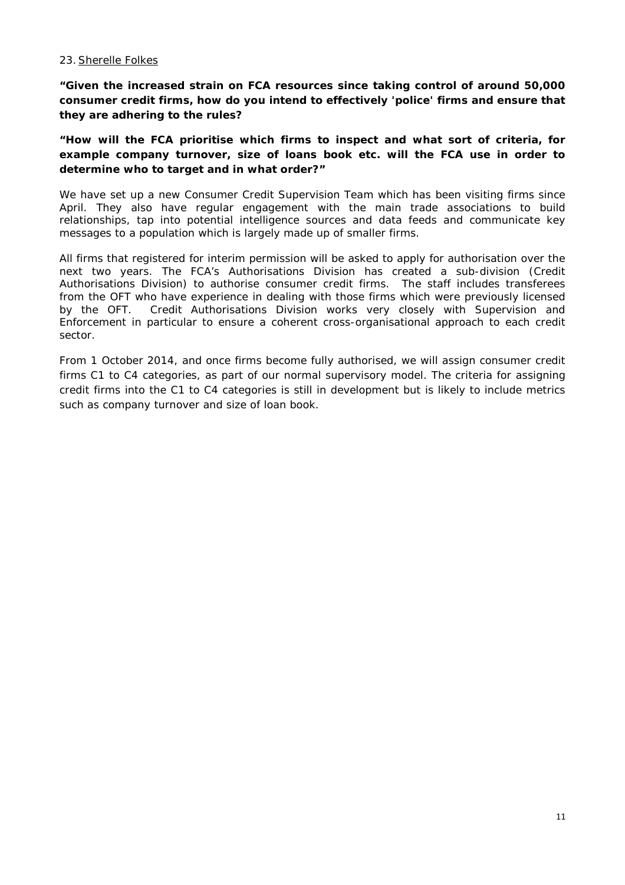23. Sherelle Folkes

**"Given the increased strain on FCA resources since taking control of around 50,000 consumer credit firms, how do you intend to effectively 'police' firms and ensure that they are adhering to the rules?**

**"How will the FCA prioritise which firms to inspect and what sort of criteria, for example company turnover, size of loans book etc. will the FCA use in order to determine who to target and in what order?"**

We have set up a new Consumer Credit Supervision Team which has been visiting firms since April. They also have regular engagement with the main trade associations to build relationships, tap into potential intelligence sources and data feeds and communicate key messages to a population which is largely made up of smaller firms.

All firms that registered for interim permission will be asked to apply for authorisation over the next two years. The FCA's Authorisations Division has created a sub-division (Credit Authorisations Division) to authorise consumer credit firms. The staff includes transferees from the OFT who have experience in dealing with those firms which were previously licensed by the OFT. Credit Authorisations Division works very closely with Supervision and Enforcement in particular to ensure a coherent cross-organisational approach to each credit sector.

From 1 October 2014, and once firms become fully authorised, we will assign consumer credit firms C1 to C4 categories, as part of our normal supervisory model. The criteria for assigning credit firms into the C1 to C4 categories is still in development but is likely to include metrics such as company turnover and size of loan book.